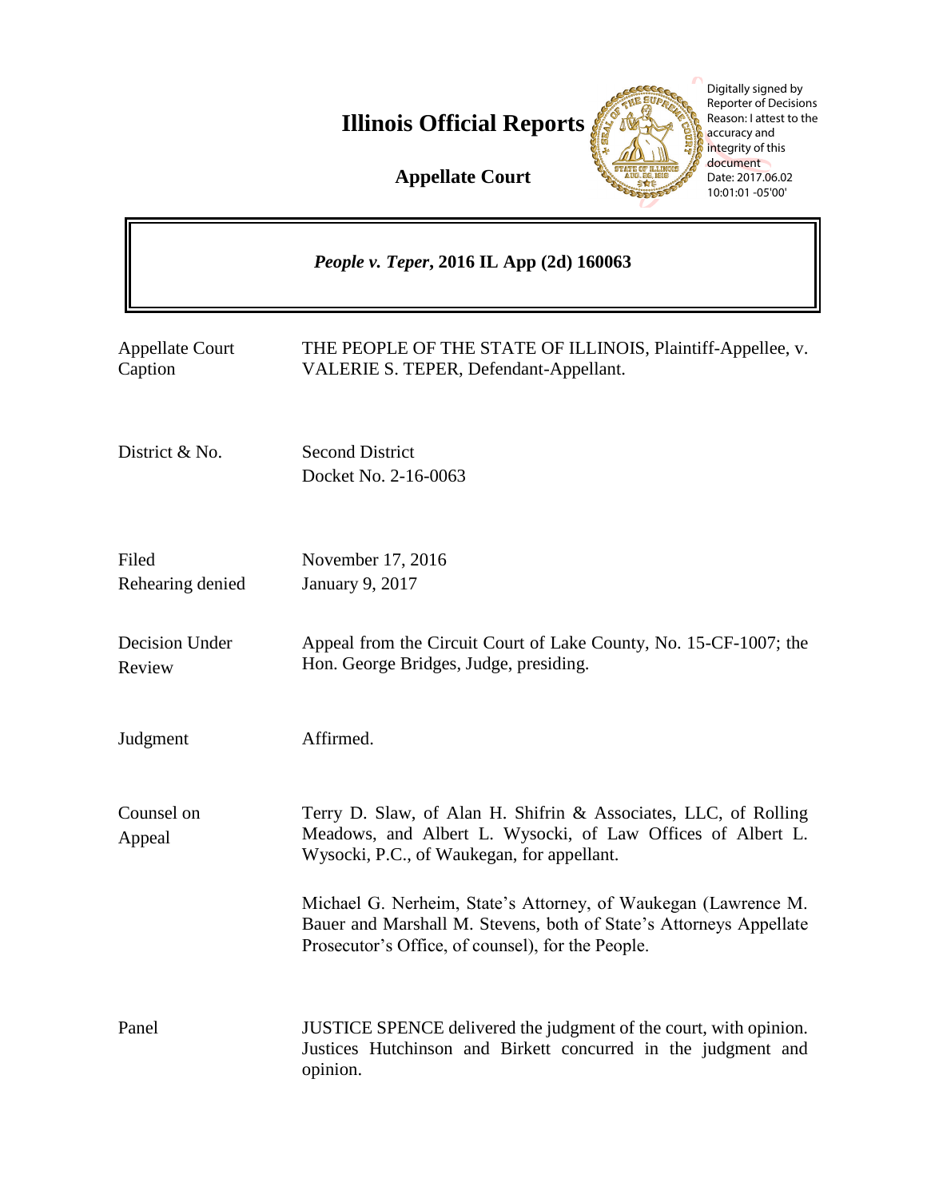# Illinois Official Reports

**Appellate Court**

Digitally signed by Reporter of Decisions
Reason: I attest to the accuracy and integrity of this document
Date: 2017.06.02 10:01:01 -05'00'

***People v. Teper*, 2016 IL App (2d) 160063**

| | |
|---|---|
| Appellate Court Caption | THE PEOPLE OF THE STATE OF ILLINOIS, Plaintiff-Appellee, v. VALERIE S. TEPER, Defendant-Appellant. |
| District & No. | Second District<br>Docket No. 2-16-0063 |
| Filed<br>Rehearing denied | November 17, 2016<br>January 9, 2017 |
| Decision Under Review | Appeal from the Circuit Court of Lake County, No. 15-CF-1007; the Hon. George Bridges, Judge, presiding. |
| Judgment | Affirmed. |
| Counsel on Appeal | Terry D. Slaw, of Alan H. Shifrin & Associates, LLC, of Rolling Meadows, and Albert L. Wysocki, of Law Offices of Albert L. Wysocki, P.C., of Waukegan, for appellant.<br><br>Michael G. Nerheim, State's Attorney, of Waukegan (Lawrence M. Bauer and Marshall M. Stevens, both of State's Attorneys Appellate Prosecutor's Office, of counsel), for the People. |
| Panel | JUSTICE SPENCE delivered the judgment of the court, with opinion. Justices Hutchinson and Birkett concurred in the judgment and opinion. |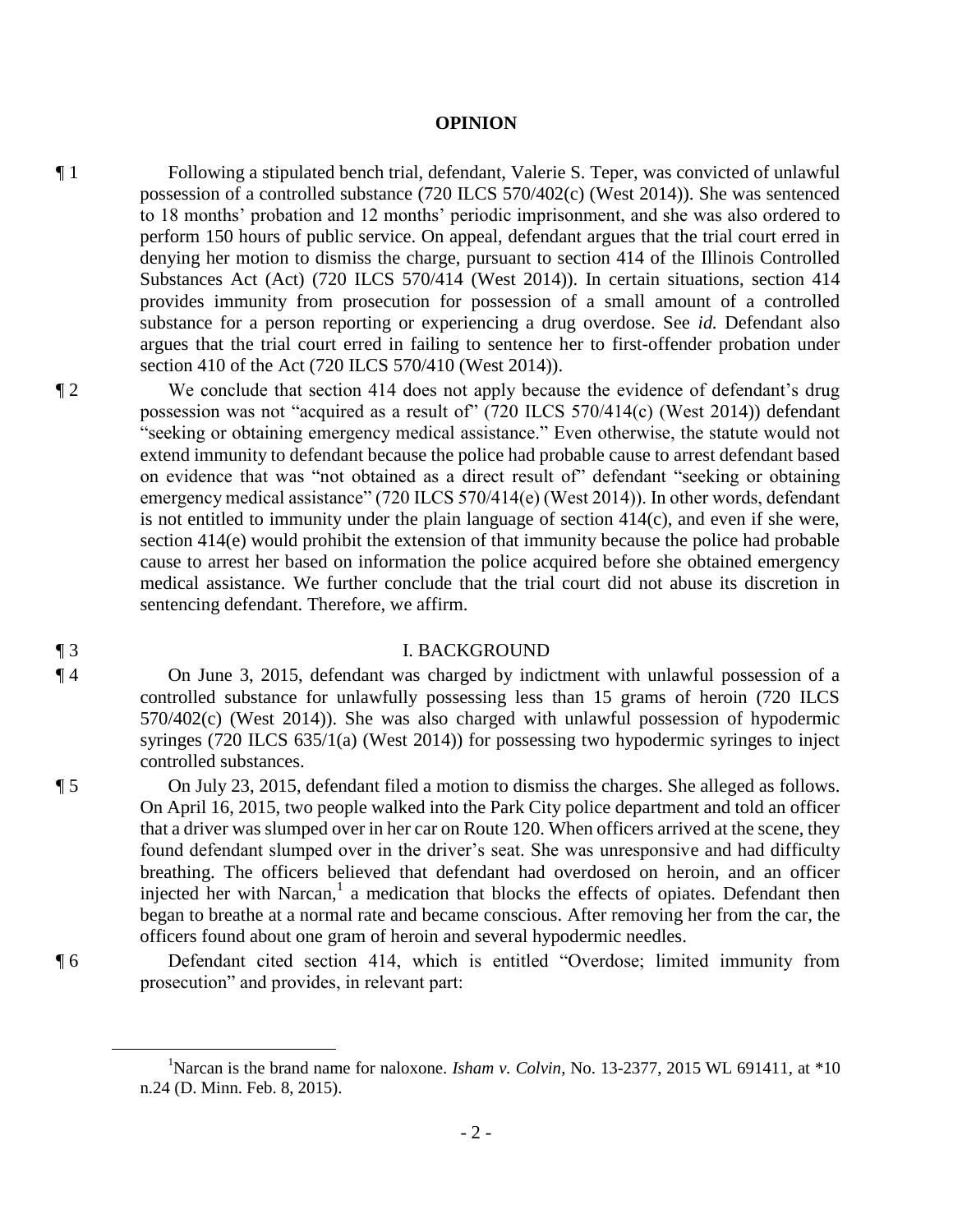## OPINION

¶ 1 Following a stipulated bench trial, defendant, Valerie S. Teper, was convicted of unlawful possession of a controlled substance (720 ILCS 570/402(c) (West 2014)). She was sentenced to 18 months' probation and 12 months' periodic imprisonment, and she was also ordered to perform 150 hours of public service. On appeal, defendant argues that the trial court erred in denying her motion to dismiss the charge, pursuant to section 414 of the Illinois Controlled Substances Act (Act) (720 ILCS 570/414 (West 2014)). In certain situations, section 414 provides immunity from prosecution for possession of a small amount of a controlled substance for a person reporting or experiencing a drug overdose. See *id.* Defendant also argues that the trial court erred in failing to sentence her to first-offender probation under section 410 of the Act (720 ILCS 570/410 (West 2014)).

¶ 2 We conclude that section 414 does not apply because the evidence of defendant's drug possession was not "acquired as a result of" (720 ILCS 570/414(c) (West 2014)) defendant "seeking or obtaining emergency medical assistance." Even otherwise, the statute would not extend immunity to defendant because the police had probable cause to arrest defendant based on evidence that was "not obtained as a direct result of" defendant "seeking or obtaining emergency medical assistance" (720 ILCS 570/414(e) (West 2014)). In other words, defendant is not entitled to immunity under the plain language of section 414(c), and even if she were, section 414(e) would prohibit the extension of that immunity because the police had probable cause to arrest her based on information the police acquired before she obtained emergency medical assistance. We further conclude that the trial court did not abuse its discretion in sentencing defendant. Therefore, we affirm.

¶ 3 I. BACKGROUND

¶ 4 On June 3, 2015, defendant was charged by indictment with unlawful possession of a controlled substance for unlawfully possessing less than 15 grams of heroin (720 ILCS 570/402(c) (West 2014)). She was also charged with unlawful possession of hypodermic syringes (720 ILCS 635/1(a) (West 2014)) for possessing two hypodermic syringes to inject controlled substances.

¶ 5 On July 23, 2015, defendant filed a motion to dismiss the charges. She alleged as follows. On April 16, 2015, two people walked into the Park City police department and told an officer that a driver was slumped over in her car on Route 120. When officers arrived at the scene, they found defendant slumped over in the driver's seat. She was unresponsive and had difficulty breathing. The officers believed that defendant had overdosed on heroin, and an officer injected her with Narcan,[1] a medication that blocks the effects of opiates. Defendant then began to breathe at a normal rate and became conscious. After removing her from the car, the officers found about one gram of heroin and several hypodermic needles.

¶ 6 Defendant cited section 414, which is entitled "Overdose; limited immunity from prosecution" and provides, in relevant part:

[1]Narcan is the brand name for naloxone. *Isham v. Colvin*, No. 13-2377, 2015 WL 691411, at *10 n.24 (D. Minn. Feb. 8, 2015).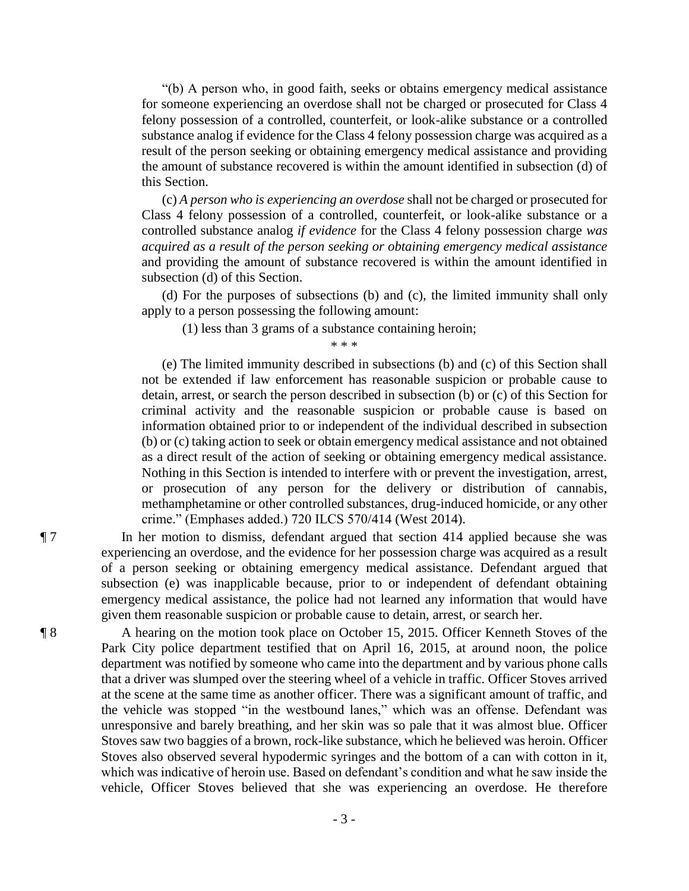"(b) A person who, in good faith, seeks or obtains emergency medical assistance for someone experiencing an overdose shall not be charged or prosecuted for Class 4 felony possession of a controlled, counterfeit, or look-alike substance or a controlled substance analog if evidence for the Class 4 felony possession charge was acquired as a result of the person seeking or obtaining emergency medical assistance and providing the amount of substance recovered is within the amount identified in subsection (d) of this Section.

(c) *A person who is experiencing an overdose* shall not be charged or prosecuted for Class 4 felony possession of a controlled, counterfeit, or look-alike substance or a controlled substance analog *if evidence* for the Class 4 felony possession charge *was acquired as a result of the person seeking or obtaining emergency medical assistance* and providing the amount of substance recovered is within the amount identified in subsection (d) of this Section.

(d) For the purposes of subsections (b) and (c), the limited immunity shall only apply to a person possessing the following amount:

(1) less than 3 grams of a substance containing heroin;

\* \* \*

(e) The limited immunity described in subsections (b) and (c) of this Section shall not be extended if law enforcement has reasonable suspicion or probable cause to detain, arrest, or search the person described in subsection (b) or (c) of this Section for criminal activity and the reasonable suspicion or probable cause is based on information obtained prior to or independent of the individual described in subsection (b) or (c) taking action to seek or obtain emergency medical assistance and not obtained as a direct result of the action of seeking or obtaining emergency medical assistance. Nothing in this Section is intended to interfere with or prevent the investigation, arrest, or prosecution of any person for the delivery or distribution of cannabis, methamphetamine or other controlled substances, drug-induced homicide, or any other crime." (Emphases added.) 720 ILCS 570/414 (West 2014).

¶ 7 In her motion to dismiss, defendant argued that section 414 applied because she was experiencing an overdose, and the evidence for her possession charge was acquired as a result of a person seeking or obtaining emergency medical assistance. Defendant argued that subsection (e) was inapplicable because, prior to or independent of defendant obtaining emergency medical assistance, the police had not learned any information that would have given them reasonable suspicion or probable cause to detain, arrest, or search her.

¶ 8 A hearing on the motion took place on October 15, 2015. Officer Kenneth Stoves of the Park City police department testified that on April 16, 2015, at around noon, the police department was notified by someone who came into the department and by various phone calls that a driver was slumped over the steering wheel of a vehicle in traffic. Officer Stoves arrived at the scene at the same time as another officer. There was a significant amount of traffic, and the vehicle was stopped "in the westbound lanes," which was an offense. Defendant was unresponsive and barely breathing, and her skin was so pale that it was almost blue. Officer Stoves saw two baggies of a brown, rock-like substance, which he believed was heroin. Officer Stoves also observed several hypodermic syringes and the bottom of a can with cotton in it, which was indicative of heroin use. Based on defendant's condition and what he saw inside the vehicle, Officer Stoves believed that she was experiencing an overdose. He therefore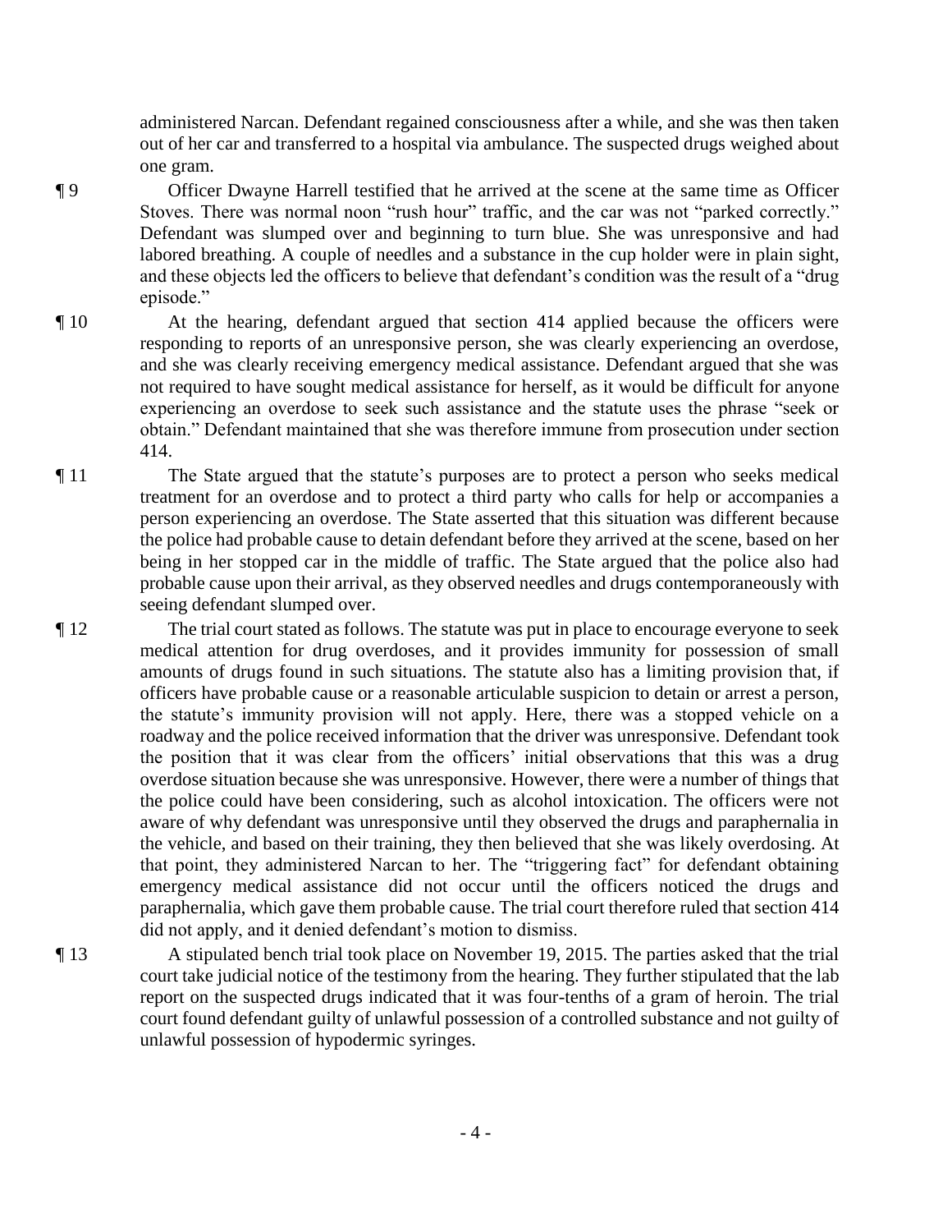administered Narcan. Defendant regained consciousness after a while, and she was then taken out of her car and transferred to a hospital via ambulance. The suspected drugs weighed about one gram.

¶ 9 Officer Dwayne Harrell testified that he arrived at the scene at the same time as Officer Stoves. There was normal noon "rush hour" traffic, and the car was not "parked correctly." Defendant was slumped over and beginning to turn blue. She was unresponsive and had labored breathing. A couple of needles and a substance in the cup holder were in plain sight, and these objects led the officers to believe that defendant's condition was the result of a "drug episode."

¶ 10 At the hearing, defendant argued that section 414 applied because the officers were responding to reports of an unresponsive person, she was clearly experiencing an overdose, and she was clearly receiving emergency medical assistance. Defendant argued that she was not required to have sought medical assistance for herself, as it would be difficult for anyone experiencing an overdose to seek such assistance and the statute uses the phrase "seek or obtain." Defendant maintained that she was therefore immune from prosecution under section 414.

¶ 11 The State argued that the statute's purposes are to protect a person who seeks medical treatment for an overdose and to protect a third party who calls for help or accompanies a person experiencing an overdose. The State asserted that this situation was different because the police had probable cause to detain defendant before they arrived at the scene, based on her being in her stopped car in the middle of traffic. The State argued that the police also had probable cause upon their arrival, as they observed needles and drugs contemporaneously with seeing defendant slumped over.

¶ 12 The trial court stated as follows. The statute was put in place to encourage everyone to seek medical attention for drug overdoses, and it provides immunity for possession of small amounts of drugs found in such situations. The statute also has a limiting provision that, if officers have probable cause or a reasonable articulable suspicion to detain or arrest a person, the statute's immunity provision will not apply. Here, there was a stopped vehicle on a roadway and the police received information that the driver was unresponsive. Defendant took the position that it was clear from the officers' initial observations that this was a drug overdose situation because she was unresponsive. However, there were a number of things that the police could have been considering, such as alcohol intoxication. The officers were not aware of why defendant was unresponsive until they observed the drugs and paraphernalia in the vehicle, and based on their training, they then believed that she was likely overdosing. At that point, they administered Narcan to her. The "triggering fact" for defendant obtaining emergency medical assistance did not occur until the officers noticed the drugs and paraphernalia, which gave them probable cause. The trial court therefore ruled that section 414 did not apply, and it denied defendant's motion to dismiss.

¶ 13 A stipulated bench trial took place on November 19, 2015. The parties asked that the trial court take judicial notice of the testimony from the hearing. They further stipulated that the lab report on the suspected drugs indicated that it was four-tenths of a gram of heroin. The trial court found defendant guilty of unlawful possession of a controlled substance and not guilty of unlawful possession of hypodermic syringes.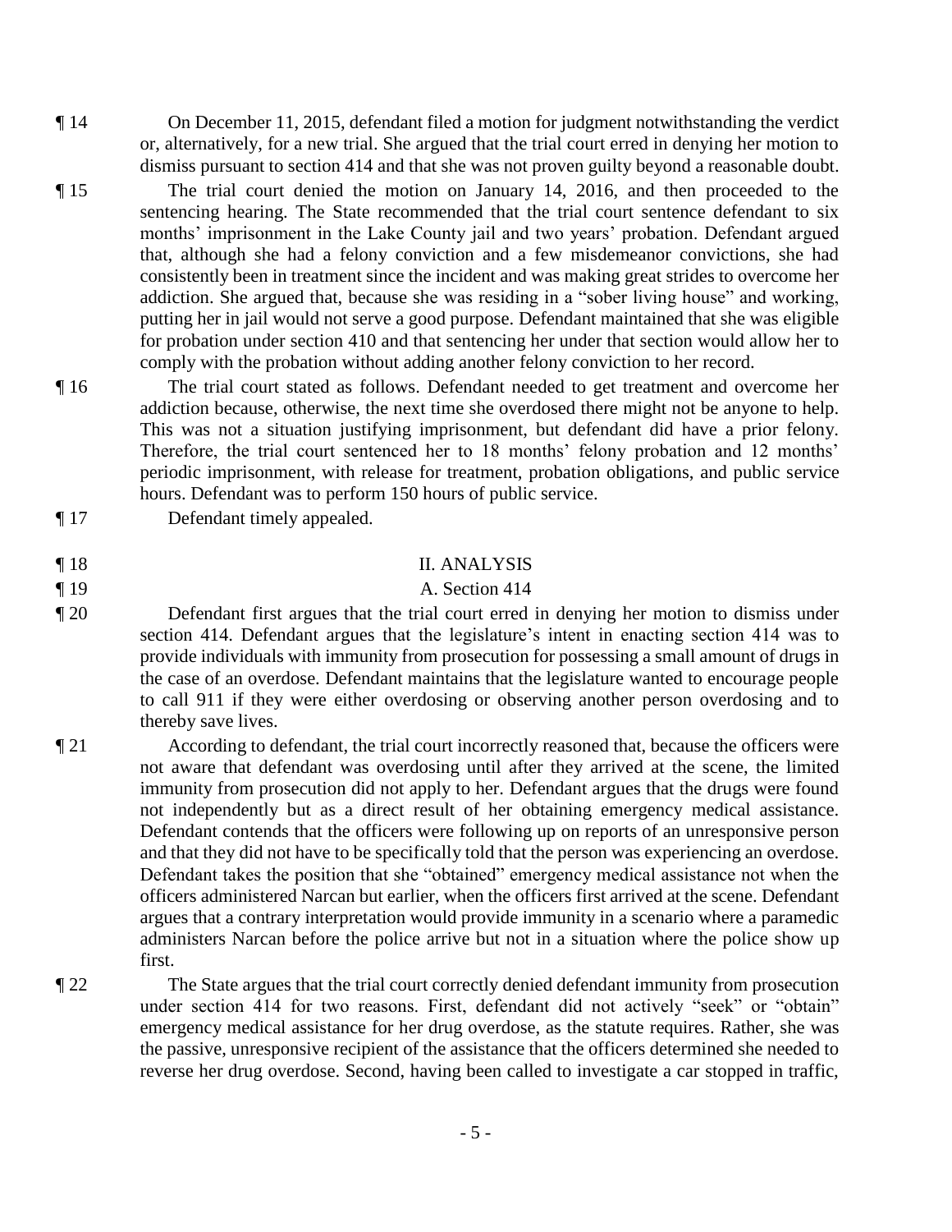¶ 14 On December 11, 2015, defendant filed a motion for judgment notwithstanding the verdict or, alternatively, for a new trial. She argued that the trial court erred in denying her motion to dismiss pursuant to section 414 and that she was not proven guilty beyond a reasonable doubt.

¶ 15 The trial court denied the motion on January 14, 2016, and then proceeded to the sentencing hearing. The State recommended that the trial court sentence defendant to six months' imprisonment in the Lake County jail and two years' probation. Defendant argued that, although she had a felony conviction and a few misdemeanor convictions, she had consistently been in treatment since the incident and was making great strides to overcome her addiction. She argued that, because she was residing in a "sober living house" and working, putting her in jail would not serve a good purpose. Defendant maintained that she was eligible for probation under section 410 and that sentencing her under that section would allow her to comply with the probation without adding another felony conviction to her record.

¶ 16 The trial court stated as follows. Defendant needed to get treatment and overcome her addiction because, otherwise, the next time she overdosed there might not be anyone to help. This was not a situation justifying imprisonment, but defendant did have a prior felony. Therefore, the trial court sentenced her to 18 months' felony probation and 12 months' periodic imprisonment, with release for treatment, probation obligations, and public service hours. Defendant was to perform 150 hours of public service.

¶ 17 Defendant timely appealed.

## ¶ 18 II. ANALYSIS

### ¶ 19 A. Section 414

¶ 20 Defendant first argues that the trial court erred in denying her motion to dismiss under section 414. Defendant argues that the legislature's intent in enacting section 414 was to provide individuals with immunity from prosecution for possessing a small amount of drugs in the case of an overdose. Defendant maintains that the legislature wanted to encourage people to call 911 if they were either overdosing or observing another person overdosing and to thereby save lives.

¶ 21 According to defendant, the trial court incorrectly reasoned that, because the officers were not aware that defendant was overdosing until after they arrived at the scene, the limited immunity from prosecution did not apply to her. Defendant argues that the drugs were found not independently but as a direct result of her obtaining emergency medical assistance. Defendant contends that the officers were following up on reports of an unresponsive person and that they did not have to be specifically told that the person was experiencing an overdose. Defendant takes the position that she "obtained" emergency medical assistance not when the officers administered Narcan but earlier, when the officers first arrived at the scene. Defendant argues that a contrary interpretation would provide immunity in a scenario where a paramedic administers Narcan before the police arrive but not in a situation where the police show up first.

¶ 22 The State argues that the trial court correctly denied defendant immunity from prosecution under section 414 for two reasons. First, defendant did not actively "seek" or "obtain" emergency medical assistance for her drug overdose, as the statute requires. Rather, she was the passive, unresponsive recipient of the assistance that the officers determined she needed to reverse her drug overdose. Second, having been called to investigate a car stopped in traffic,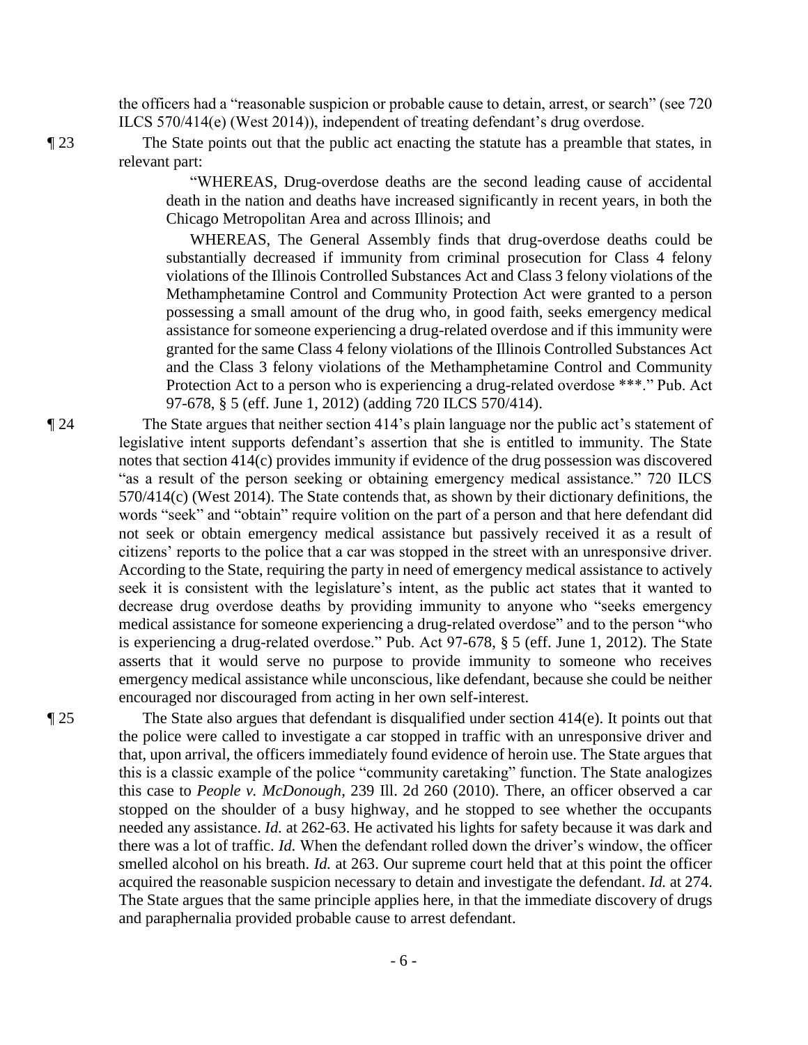the officers had a "reasonable suspicion or probable cause to detain, arrest, or search" (see 720 ILCS 570/414(e) (West 2014)), independent of treating defendant's drug overdose.

¶ 23 The State points out that the public act enacting the statute has a preamble that states, in relevant part:

> "WHEREAS, Drug-overdose deaths are the second leading cause of accidental death in the nation and deaths have increased significantly in recent years, in both the Chicago Metropolitan Area and across Illinois; and
>
> WHEREAS, The General Assembly finds that drug-overdose deaths could be substantially decreased if immunity from criminal prosecution for Class 4 felony violations of the Illinois Controlled Substances Act and Class 3 felony violations of the Methamphetamine Control and Community Protection Act were granted to a person possessing a small amount of the drug who, in good faith, seeks emergency medical assistance for someone experiencing a drug-related overdose and if this immunity were granted for the same Class 4 felony violations of the Illinois Controlled Substances Act and the Class 3 felony violations of the Methamphetamine Control and Community Protection Act to a person who is experiencing a drug-related overdose \*\*\*." Pub. Act 97-678, § 5 (eff. June 1, 2012) (adding 720 ILCS 570/414).

¶ 24 The State argues that neither section 414's plain language nor the public act's statement of legislative intent supports defendant's assertion that she is entitled to immunity. The State notes that section 414(c) provides immunity if evidence of the drug possession was discovered "as a result of the person seeking or obtaining emergency medical assistance." 720 ILCS 570/414(c) (West 2014). The State contends that, as shown by their dictionary definitions, the words "seek" and "obtain" require volition on the part of a person and that here defendant did not seek or obtain emergency medical assistance but passively received it as a result of citizens' reports to the police that a car was stopped in the street with an unresponsive driver. According to the State, requiring the party in need of emergency medical assistance to actively seek it is consistent with the legislature's intent, as the public act states that it wanted to decrease drug overdose deaths by providing immunity to anyone who "seeks emergency medical assistance for someone experiencing a drug-related overdose" and to the person "who is experiencing a drug-related overdose." Pub. Act 97-678, § 5 (eff. June 1, 2012). The State asserts that it would serve no purpose to provide immunity to someone who receives emergency medical assistance while unconscious, like defendant, because she could be neither encouraged nor discouraged from acting in her own self-interest.

¶ 25 The State also argues that defendant is disqualified under section 414(e). It points out that the police were called to investigate a car stopped in traffic with an unresponsive driver and that, upon arrival, the officers immediately found evidence of heroin use. The State argues that this is a classic example of the police "community caretaking" function. The State analogizes this case to *People v. McDonough*, 239 Ill. 2d 260 (2010). There, an officer observed a car stopped on the shoulder of a busy highway, and he stopped to see whether the occupants needed any assistance. *Id.* at 262-63. He activated his lights for safety because it was dark and there was a lot of traffic. *Id.* When the defendant rolled down the driver's window, the officer smelled alcohol on his breath. *Id.* at 263. Our supreme court held that at this point the officer acquired the reasonable suspicion necessary to detain and investigate the defendant. *Id.* at 274. The State argues that the same principle applies here, in that the immediate discovery of drugs and paraphernalia provided probable cause to arrest defendant.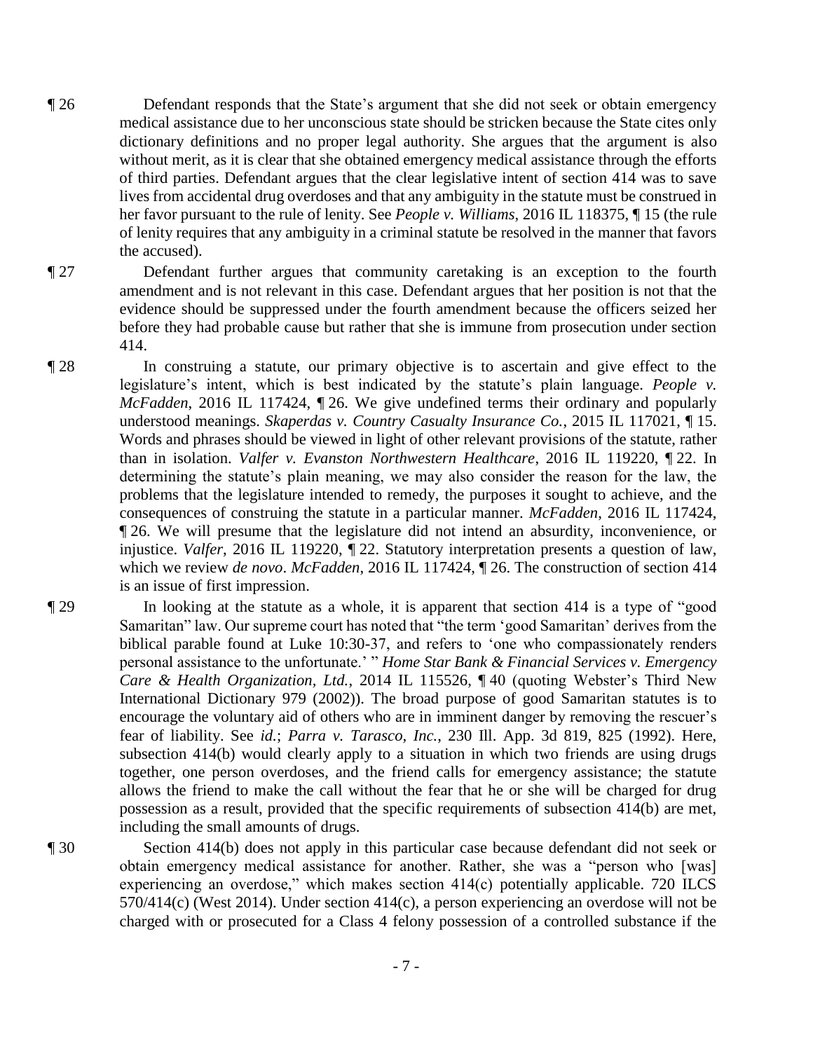¶ 26 Defendant responds that the State's argument that she did not seek or obtain emergency medical assistance due to her unconscious state should be stricken because the State cites only dictionary definitions and no proper legal authority. She argues that the argument is also without merit, as it is clear that she obtained emergency medical assistance through the efforts of third parties. Defendant argues that the clear legislative intent of section 414 was to save lives from accidental drug overdoses and that any ambiguity in the statute must be construed in her favor pursuant to the rule of lenity. See *People v. Williams*, 2016 IL 118375, ¶ 15 (the rule of lenity requires that any ambiguity in a criminal statute be resolved in the manner that favors the accused).

¶ 27 Defendant further argues that community caretaking is an exception to the fourth amendment and is not relevant in this case. Defendant argues that her position is not that the evidence should be suppressed under the fourth amendment because the officers seized her before they had probable cause but rather that she is immune from prosecution under section 414.

¶ 28 In construing a statute, our primary objective is to ascertain and give effect to the legislature's intent, which is best indicated by the statute's plain language. *People v. McFadden*, 2016 IL 117424, ¶ 26. We give undefined terms their ordinary and popularly understood meanings. *Skaperdas v. Country Casualty Insurance Co.*, 2015 IL 117021, ¶ 15. Words and phrases should be viewed in light of other relevant provisions of the statute, rather than in isolation. *Valfer v. Evanston Northwestern Healthcare*, 2016 IL 119220, ¶ 22. In determining the statute's plain meaning, we may also consider the reason for the law, the problems that the legislature intended to remedy, the purposes it sought to achieve, and the consequences of construing the statute in a particular manner. *McFadden*, 2016 IL 117424, ¶ 26. We will presume that the legislature did not intend an absurdity, inconvenience, or injustice. *Valfer*, 2016 IL 119220, ¶ 22. Statutory interpretation presents a question of law, which we review *de novo*. *McFadden*, 2016 IL 117424, ¶ 26. The construction of section 414 is an issue of first impression.

¶ 29 In looking at the statute as a whole, it is apparent that section 414 is a type of "good Samaritan" law. Our supreme court has noted that "the term 'good Samaritan' derives from the biblical parable found at Luke 10:30-37, and refers to 'one who compassionately renders personal assistance to the unfortunate.' " *Home Star Bank & Financial Services v. Emergency Care & Health Organization, Ltd.*, 2014 IL 115526, ¶ 40 (quoting Webster's Third New International Dictionary 979 (2002)). The broad purpose of good Samaritan statutes is to encourage the voluntary aid of others who are in imminent danger by removing the rescuer's fear of liability. See *id.*; *Parra v. Tarasco, Inc.*, 230 Ill. App. 3d 819, 825 (1992). Here, subsection 414(b) would clearly apply to a situation in which two friends are using drugs together, one person overdoses, and the friend calls for emergency assistance; the statute allows the friend to make the call without the fear that he or she will be charged for drug possession as a result, provided that the specific requirements of subsection 414(b) are met, including the small amounts of drugs.

¶ 30 Section 414(b) does not apply in this particular case because defendant did not seek or obtain emergency medical assistance for another. Rather, she was a "person who [was] experiencing an overdose," which makes section 414(c) potentially applicable. 720 ILCS 570/414(c) (West 2014). Under section 414(c), a person experiencing an overdose will not be charged with or prosecuted for a Class 4 felony possession of a controlled substance if the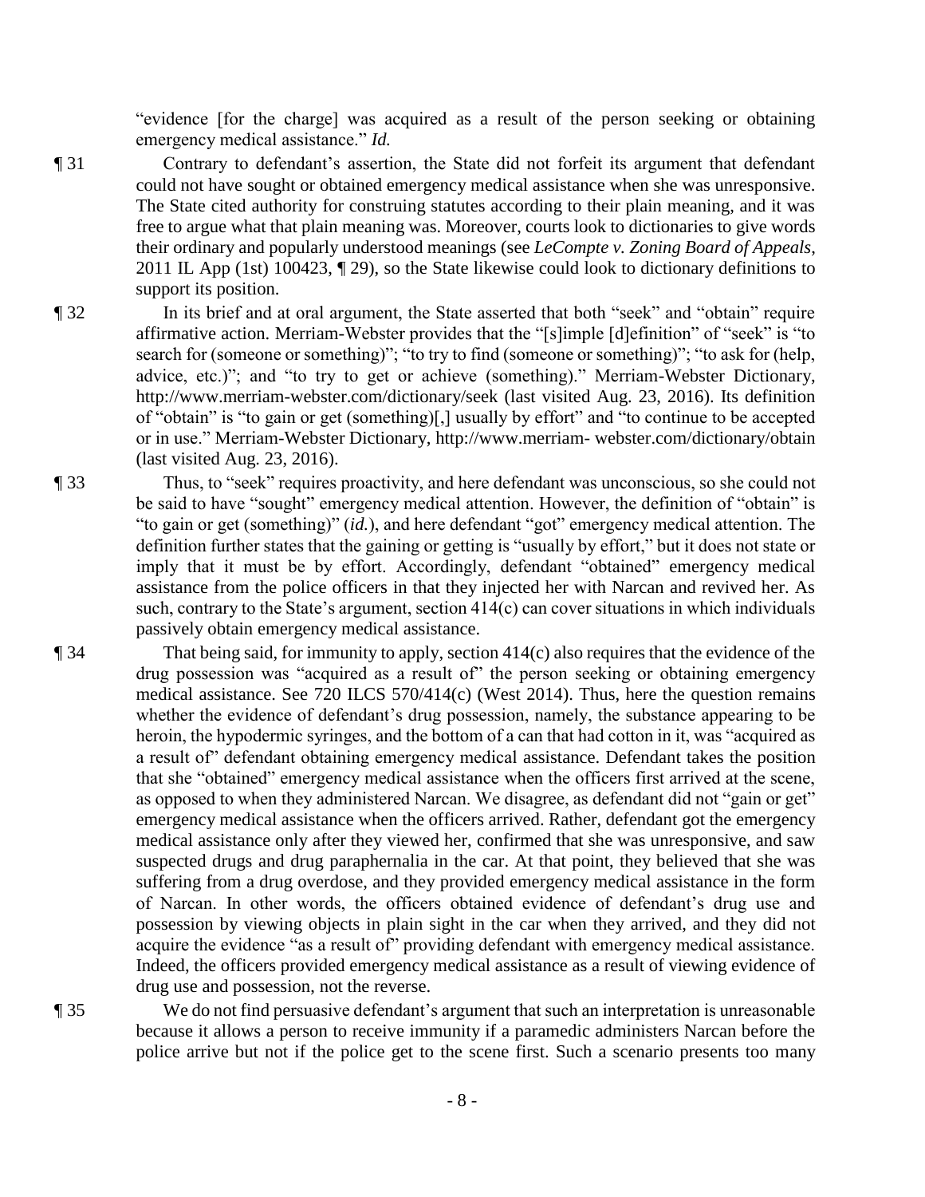"evidence [for the charge] was acquired as a result of the person seeking or obtaining emergency medical assistance." *Id.*

¶ 31 Contrary to defendant's assertion, the State did not forfeit its argument that defendant could not have sought or obtained emergency medical assistance when she was unresponsive. The State cited authority for construing statutes according to their plain meaning, and it was free to argue what that plain meaning was. Moreover, courts look to dictionaries to give words their ordinary and popularly understood meanings (see *LeCompte v. Zoning Board of Appeals*, 2011 IL App (1st) 100423, ¶ 29), so the State likewise could look to dictionary definitions to support its position.

¶ 32 In its brief and at oral argument, the State asserted that both "seek" and "obtain" require affirmative action. Merriam-Webster provides that the "[s]imple [d]efinition" of "seek" is "to search for (someone or something)"; "to try to find (someone or something)"; "to ask for (help, advice, etc.)"; and "to try to get or achieve (something)." Merriam-Webster Dictionary, http://www.merriam-webster.com/dictionary/seek (last visited Aug. 23, 2016). Its definition of "obtain" is "to gain or get (something)[,] usually by effort" and "to continue to be accepted or in use." Merriam-Webster Dictionary, http://www.merriam- webster.com/dictionary/obtain (last visited Aug. 23, 2016).

¶ 33 Thus, to "seek" requires proactivity, and here defendant was unconscious, so she could not be said to have "sought" emergency medical attention. However, the definition of "obtain" is "to gain or get (something)" (*id.*), and here defendant "got" emergency medical attention. The definition further states that the gaining or getting is "usually by effort," but it does not state or imply that it must be by effort. Accordingly, defendant "obtained" emergency medical assistance from the police officers in that they injected her with Narcan and revived her. As such, contrary to the State's argument, section 414(c) can cover situations in which individuals passively obtain emergency medical assistance.

¶ 34 That being said, for immunity to apply, section 414(c) also requires that the evidence of the drug possession was "acquired as a result of" the person seeking or obtaining emergency medical assistance. See 720 ILCS 570/414(c) (West 2014). Thus, here the question remains whether the evidence of defendant's drug possession, namely, the substance appearing to be heroin, the hypodermic syringes, and the bottom of a can that had cotton in it, was "acquired as a result of" defendant obtaining emergency medical assistance. Defendant takes the position that she "obtained" emergency medical assistance when the officers first arrived at the scene, as opposed to when they administered Narcan. We disagree, as defendant did not "gain or get" emergency medical assistance when the officers arrived. Rather, defendant got the emergency medical assistance only after they viewed her, confirmed that she was unresponsive, and saw suspected drugs and drug paraphernalia in the car. At that point, they believed that she was suffering from a drug overdose, and they provided emergency medical assistance in the form of Narcan. In other words, the officers obtained evidence of defendant's drug use and possession by viewing objects in plain sight in the car when they arrived, and they did not acquire the evidence "as a result of" providing defendant with emergency medical assistance. Indeed, the officers provided emergency medical assistance as a result of viewing evidence of drug use and possession, not the reverse.

¶ 35 We do not find persuasive defendant's argument that such an interpretation is unreasonable because it allows a person to receive immunity if a paramedic administers Narcan before the police arrive but not if the police get to the scene first. Such a scenario presents too many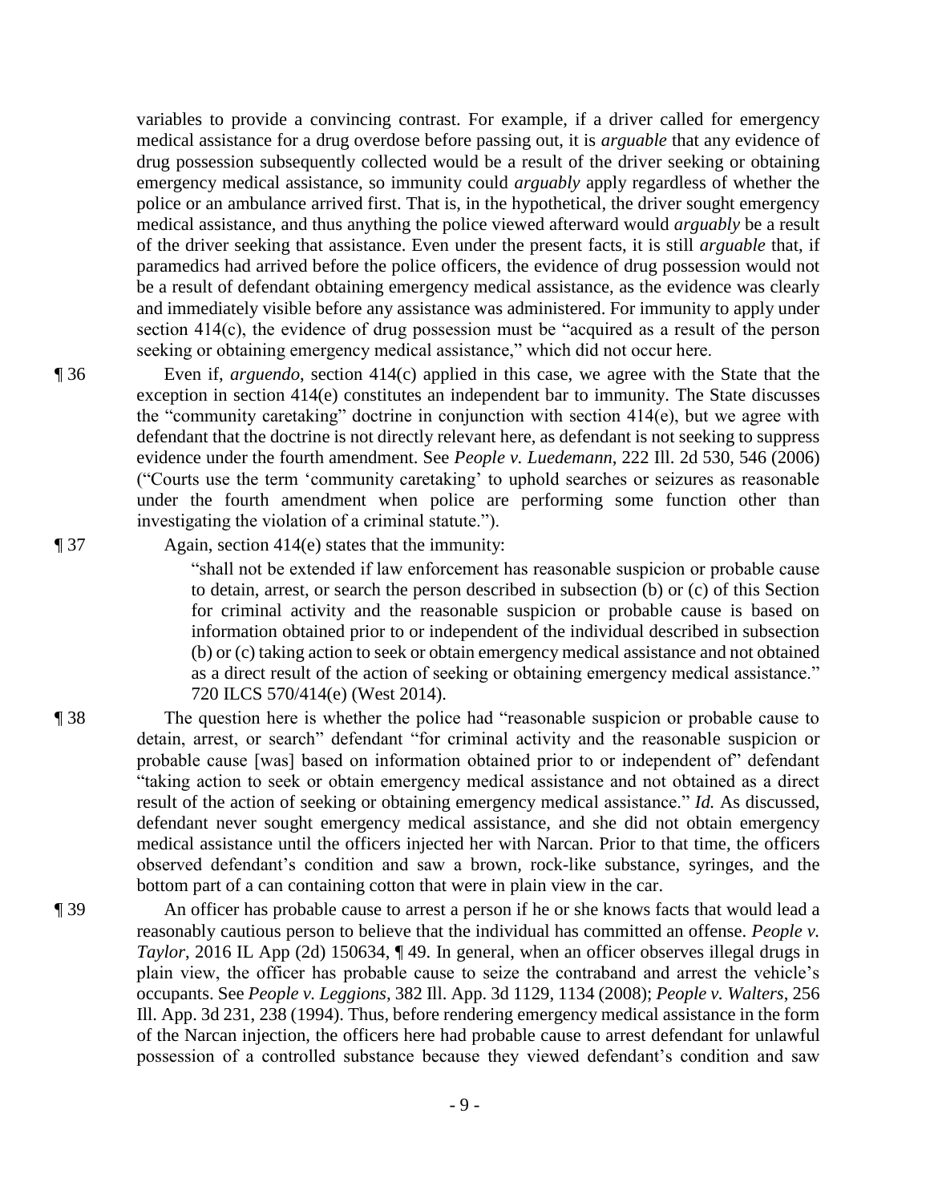variables to provide a convincing contrast. For example, if a driver called for emergency medical assistance for a drug overdose before passing out, it is *arguable* that any evidence of drug possession subsequently collected would be a result of the driver seeking or obtaining emergency medical assistance, so immunity could *arguably* apply regardless of whether the police or an ambulance arrived first. That is, in the hypothetical, the driver sought emergency medical assistance, and thus anything the police viewed afterward would *arguably* be a result of the driver seeking that assistance. Even under the present facts, it is still *arguable* that, if paramedics had arrived before the police officers, the evidence of drug possession would not be a result of defendant obtaining emergency medical assistance, as the evidence was clearly and immediately visible before any assistance was administered. For immunity to apply under section 414(c), the evidence of drug possession must be "acquired as a result of the person seeking or obtaining emergency medical assistance," which did not occur here.

¶ 36 Even if, *arguendo*, section 414(c) applied in this case, we agree with the State that the exception in section 414(e) constitutes an independent bar to immunity. The State discusses the "community caretaking" doctrine in conjunction with section 414(e), but we agree with defendant that the doctrine is not directly relevant here, as defendant is not seeking to suppress evidence under the fourth amendment. See *People v. Luedemann*, 222 Ill. 2d 530, 546 (2006) ("Courts use the term 'community caretaking' to uphold searches or seizures as reasonable under the fourth amendment when police are performing some function other than investigating the violation of a criminal statute.").

¶ 37 Again, section 414(e) states that the immunity:

> "shall not be extended if law enforcement has reasonable suspicion or probable cause to detain, arrest, or search the person described in subsection (b) or (c) of this Section for criminal activity and the reasonable suspicion or probable cause is based on information obtained prior to or independent of the individual described in subsection (b) or (c) taking action to seek or obtain emergency medical assistance and not obtained as a direct result of the action of seeking or obtaining emergency medical assistance." 720 ILCS 570/414(e) (West 2014).

¶ 38 The question here is whether the police had "reasonable suspicion or probable cause to detain, arrest, or search" defendant "for criminal activity and the reasonable suspicion or probable cause [was] based on information obtained prior to or independent of" defendant "taking action to seek or obtain emergency medical assistance and not obtained as a direct result of the action of seeking or obtaining emergency medical assistance." *Id.* As discussed, defendant never sought emergency medical assistance, and she did not obtain emergency medical assistance until the officers injected her with Narcan. Prior to that time, the officers observed defendant's condition and saw a brown, rock-like substance, syringes, and the bottom part of a can containing cotton that were in plain view in the car.

¶ 39 An officer has probable cause to arrest a person if he or she knows facts that would lead a reasonably cautious person to believe that the individual has committed an offense. *People v. Taylor*, 2016 IL App (2d) 150634, ¶ 49. In general, when an officer observes illegal drugs in plain view, the officer has probable cause to seize the contraband and arrest the vehicle's occupants. See *People v. Leggions*, 382 Ill. App. 3d 1129, 1134 (2008); *People v. Walters*, 256 Ill. App. 3d 231, 238 (1994). Thus, before rendering emergency medical assistance in the form of the Narcan injection, the officers here had probable cause to arrest defendant for unlawful possession of a controlled substance because they viewed defendant's condition and saw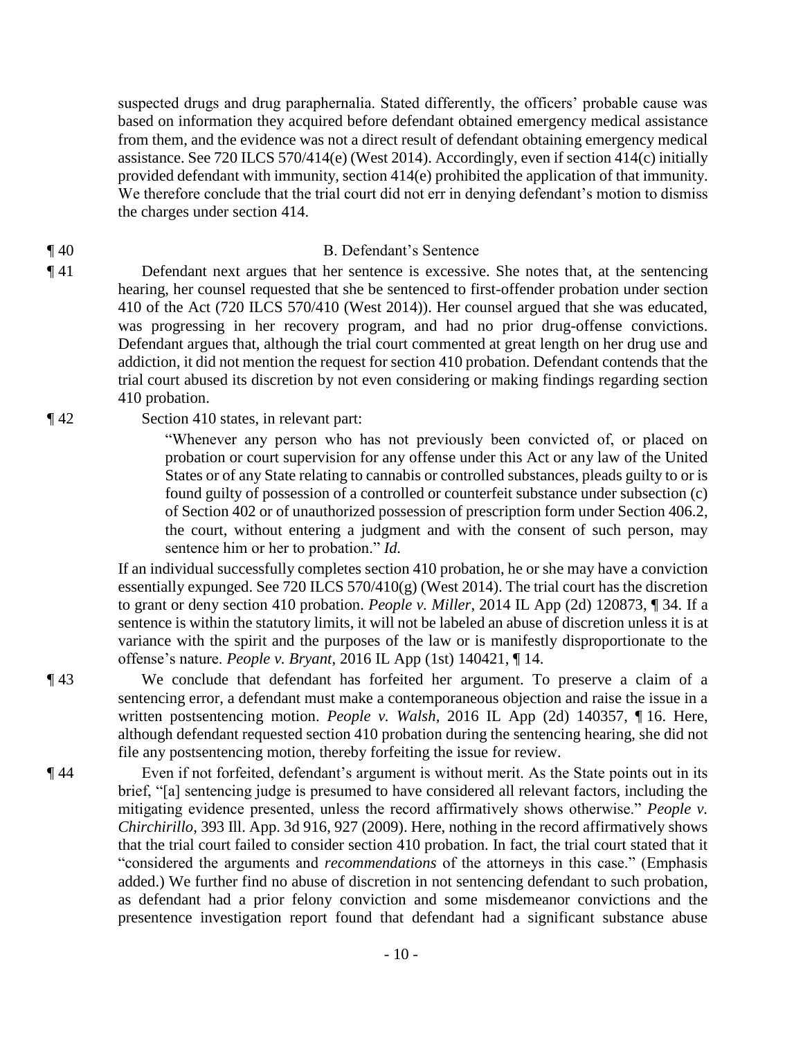suspected drugs and drug paraphernalia. Stated differently, the officers' probable cause was based on information they acquired before defendant obtained emergency medical assistance from them, and the evidence was not a direct result of defendant obtaining emergency medical assistance. See 720 ILCS 570/414(e) (West 2014). Accordingly, even if section 414(c) initially provided defendant with immunity, section 414(e) prohibited the application of that immunity. We therefore conclude that the trial court did not err in denying defendant's motion to dismiss the charges under section 414.

¶ 40 B. Defendant's Sentence

¶ 41 Defendant next argues that her sentence is excessive. She notes that, at the sentencing hearing, her counsel requested that she be sentenced to first-offender probation under section 410 of the Act (720 ILCS 570/410 (West 2014)). Her counsel argued that she was educated, was progressing in her recovery program, and had no prior drug-offense convictions. Defendant argues that, although the trial court commented at great length on her drug use and addiction, it did not mention the request for section 410 probation. Defendant contends that the trial court abused its discretion by not even considering or making findings regarding section 410 probation.

¶ 42 Section 410 states, in relevant part:

> "Whenever any person who has not previously been convicted of, or placed on probation or court supervision for any offense under this Act or any law of the United States or of any State relating to cannabis or controlled substances, pleads guilty to or is found guilty of possession of a controlled or counterfeit substance under subsection (c) of Section 402 or of unauthorized possession of prescription form under Section 406.2, the court, without entering a judgment and with the consent of such person, may sentence him or her to probation." *Id.*

If an individual successfully completes section 410 probation, he or she may have a conviction essentially expunged. See 720 ILCS 570/410(g) (West 2014). The trial court has the discretion to grant or deny section 410 probation. *People v. Miller*, 2014 IL App (2d) 120873, ¶ 34. If a sentence is within the statutory limits, it will not be labeled an abuse of discretion unless it is at variance with the spirit and the purposes of the law or is manifestly disproportionate to the offense's nature. *People v. Bryant*, 2016 IL App (1st) 140421, ¶ 14.

¶ 43 We conclude that defendant has forfeited her argument. To preserve a claim of a sentencing error, a defendant must make a contemporaneous objection and raise the issue in a written postsentencing motion. *People v. Walsh*, 2016 IL App (2d) 140357, ¶ 16. Here, although defendant requested section 410 probation during the sentencing hearing, she did not file any postsentencing motion, thereby forfeiting the issue for review.

¶ 44 Even if not forfeited, defendant's argument is without merit. As the State points out in its brief, "[a] sentencing judge is presumed to have considered all relevant factors, including the mitigating evidence presented, unless the record affirmatively shows otherwise." *People v. Chirchirillo*, 393 Ill. App. 3d 916, 927 (2009). Here, nothing in the record affirmatively shows that the trial court failed to consider section 410 probation. In fact, the trial court stated that it "considered the arguments and *recommendations* of the attorneys in this case." (Emphasis added.) We further find no abuse of discretion in not sentencing defendant to such probation, as defendant had a prior felony conviction and some misdemeanor convictions and the presentence investigation report found that defendant had a significant substance abuse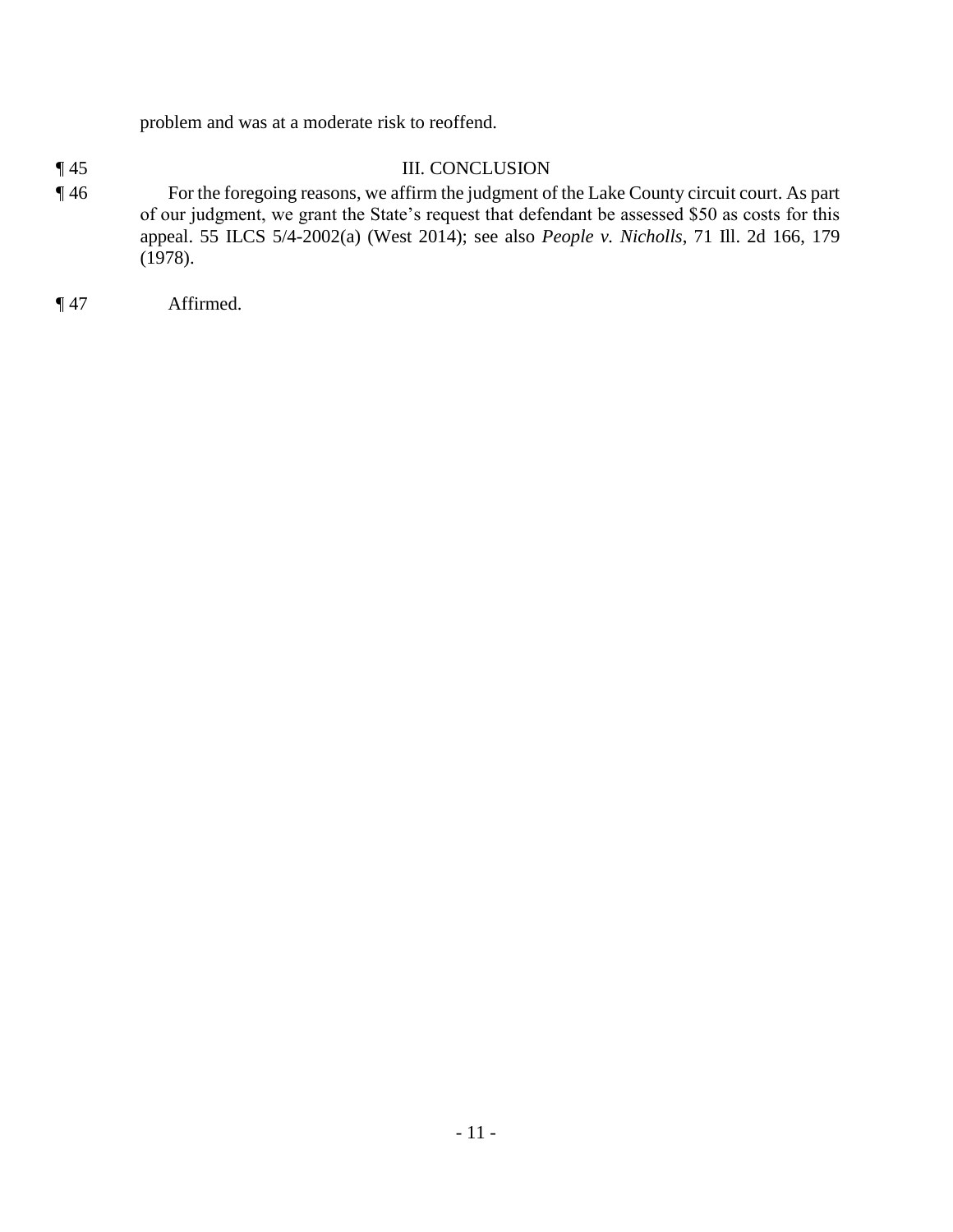problem and was at a moderate risk to reoffend.

¶ 45 III. CONCLUSION

¶ 46 For the foregoing reasons, we affirm the judgment of the Lake County circuit court. As part of our judgment, we grant the State's request that defendant be assessed $50 as costs for this appeal. 55 ILCS 5/4-2002(a) (West 2014); see also *People v. Nicholls*, 71 Ill. 2d 166, 179 (1978).

¶ 47 Affirmed.